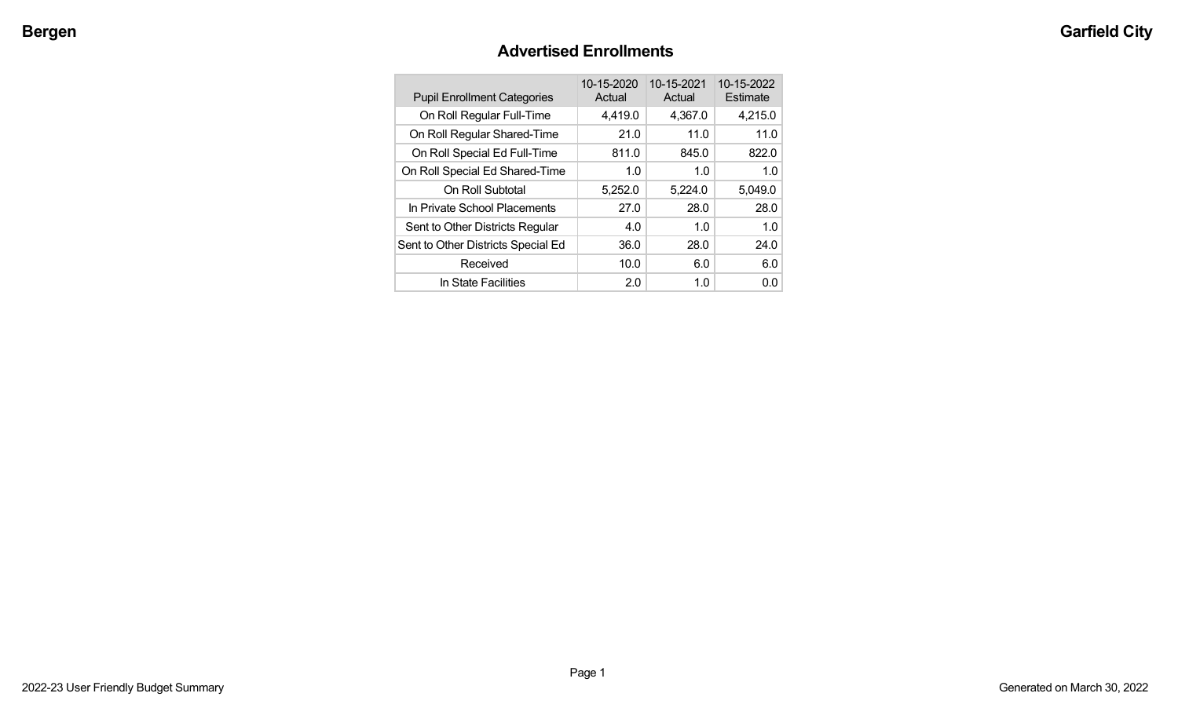## Advertised Enrollments

| Pupil Enrollment Categories | 10-15-2020 Actual | 10-15-2021 Actual | 10-15-2022 Estimate |
|---|---|---|---|
| On Roll Regular Full-Time | 4,419.0 | 4,367.0 | 4,215.0 |
| On Roll Regular Shared-Time | 21.0 | 11.0 | 11.0 |
| On Roll Special Ed Full-Time | 811.0 | 845.0 | 822.0 |
| On Roll Special Ed Shared-Time | 1.0 | 1.0 | 1.0 |
| On Roll Subtotal | 5,252.0 | 5,224.0 | 5,049.0 |
| In Private School Placements | 27.0 | 28.0 | 28.0 |
| Sent to Other Districts Regular | 4.0 | 1.0 | 1.0 |
| Sent to Other Districts Special Ed | 36.0 | 28.0 | 24.0 |
| Received | 10.0 | 6.0 | 6.0 |
| In State Facilities | 2.0 | 1.0 | 0.0 |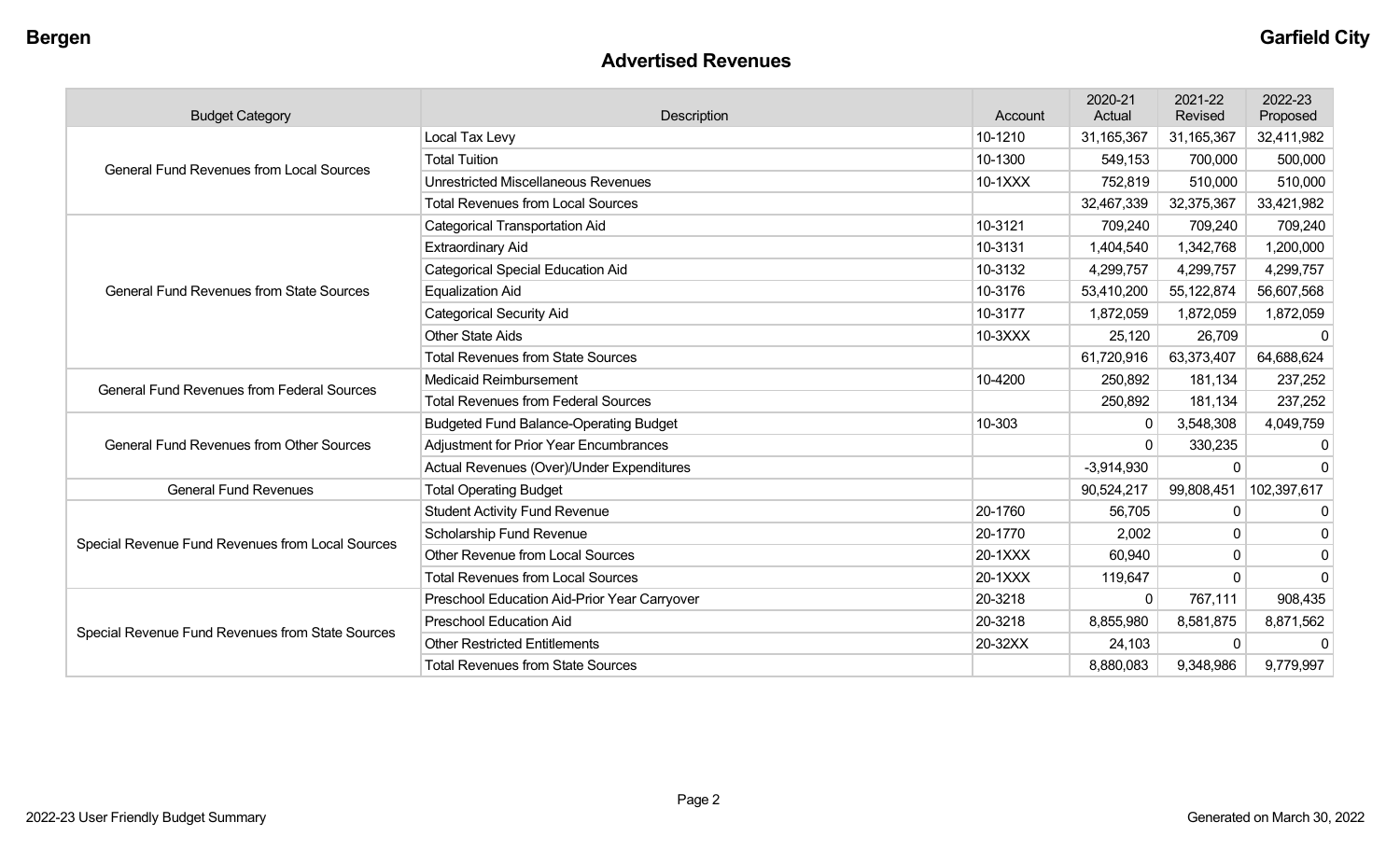# Advertised Revenues

| Budget Category | Description | Account | 2020-21 Actual | 2021-22 Revised | 2022-23 Proposed |
|---|---|---|---|---|---|
| General Fund Revenues from Local Sources | Local Tax Levy | 10-1210 | 31,165,367 | 31,165,367 | 32,411,982 |
| | Total Tuition | 10-1300 | 549,153 | 700,000 | 500,000 |
| | Unrestricted Miscellaneous Revenues | 10-1XXX | 752,819 | 510,000 | 510,000 |
| | Total Revenues from Local Sources | | 32,467,339 | 32,375,367 | 33,421,982 |
| General Fund Revenues from State Sources | Categorical Transportation Aid | 10-3121 | 709,240 | 709,240 | 709,240 |
| | Extraordinary Aid | 10-3131 | 1,404,540 | 1,342,768 | 1,200,000 |
| | Categorical Special Education Aid | 10-3132 | 4,299,757 | 4,299,757 | 4,299,757 |
| | Equalization Aid | 10-3176 | 53,410,200 | 55,122,874 | 56,607,568 |
| | Categorical Security Aid | 10-3177 | 1,872,059 | 1,872,059 | 1,872,059 |
| | Other State Aids | 10-3XXX | 25,120 | 26,709 | 0 |
| | Total Revenues from State Sources | | 61,720,916 | 63,373,407 | 64,688,624 |
| General Fund Revenues from Federal Sources | Medicaid Reimbursement | 10-4200 | 250,892 | 181,134 | 237,252 |
| | Total Revenues from Federal Sources | | 250,892 | 181,134 | 237,252 |
| General Fund Revenues from Other Sources | Budgeted Fund Balance-Operating Budget | 10-303 | 0 | 3,548,308 | 4,049,759 |
| | Adjustment for Prior Year Encumbrances | | 0 | 330,235 | 0 |
| | Actual Revenues (Over)/Under Expenditures | | -3,914,930 | 0 | 0 |
| General Fund Revenues | Total Operating Budget | | 90,524,217 | 99,808,451 | 102,397,617 |
| Special Revenue Fund Revenues from Local Sources | Student Activity Fund Revenue | 20-1760 | 56,705 | 0 | 0 |
| | Scholarship Fund Revenue | 20-1770 | 2,002 | 0 | 0 |
| | Other Revenue from Local Sources | 20-1XXX | 60,940 | 0 | 0 |
| | Total Revenues from Local Sources | 20-1XXX | 119,647 | 0 | 0 |
| Special Revenue Fund Revenues from State Sources | Preschool Education Aid-Prior Year Carryover | 20-3218 | 0 | 767,111 | 908,435 |
| | Preschool Education Aid | 20-3218 | 8,855,980 | 8,581,875 | 8,871,562 |
| | Other Restricted Entitlements | 20-32XX | 24,103 | 0 | 0 |
| | Total Revenues from State Sources | | 8,880,083 | 9,348,986 | 9,779,997 |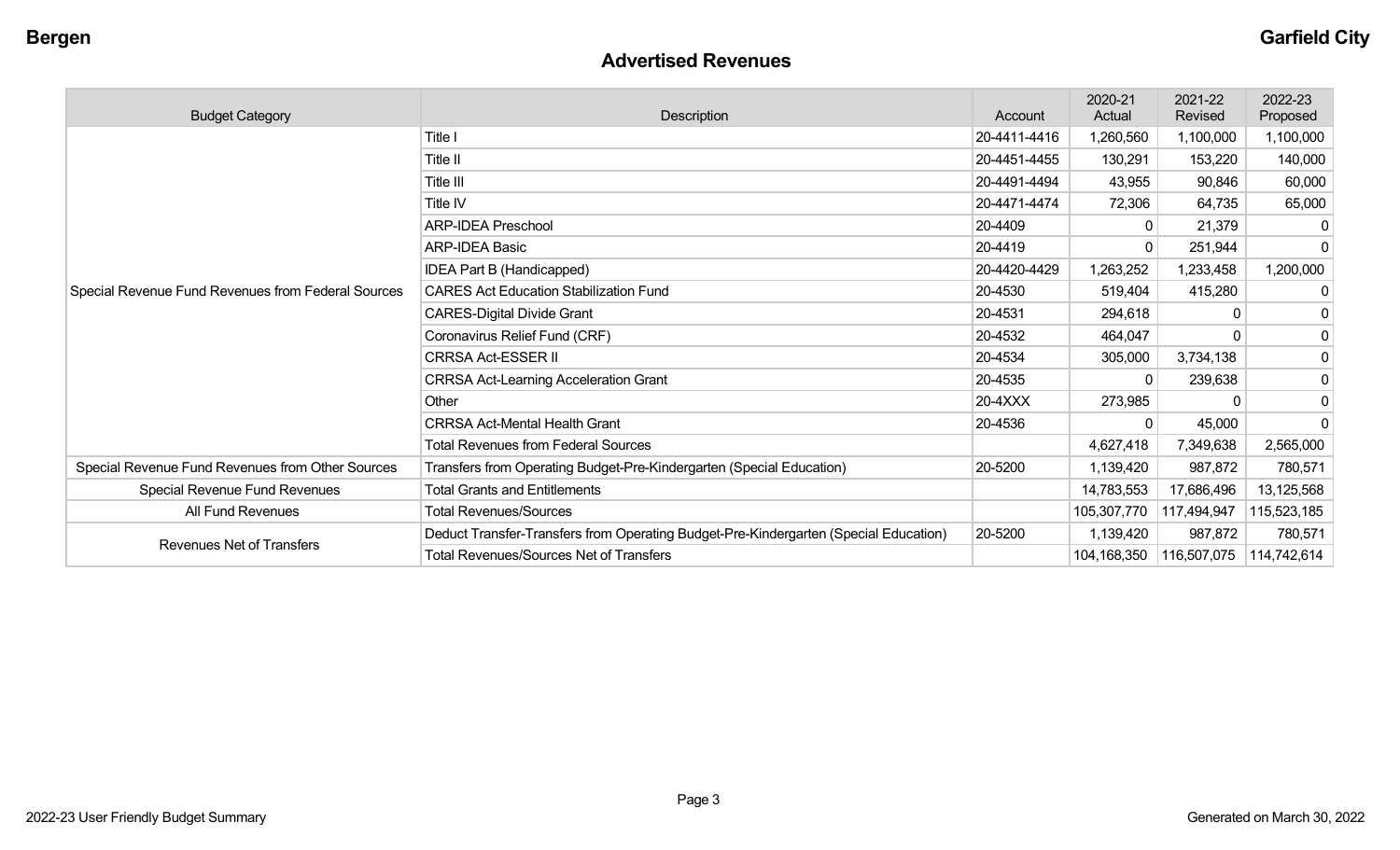# Advertised Revenues

| Budget Category | Description | Account | 2020-21 Actual | 2021-22 Revised | 2022-23 Proposed |
|---|---|---|---|---|---|
| Special Revenue Fund Revenues from Federal Sources | Title I | 20-4411-4416 | 1,260,560 | 1,100,000 | 1,100,000 |
| | Title II | 20-4451-4455 | 130,291 | 153,220 | 140,000 |
| | Title III | 20-4491-4494 | 43,955 | 90,846 | 60,000 |
| | Title IV | 20-4471-4474 | 72,306 | 64,735 | 65,000 |
| | ARP-IDEA Preschool | 20-4409 | 0 | 21,379 | 0 |
| | ARP-IDEA Basic | 20-4419 | 0 | 251,944 | 0 |
| | IDEA Part B (Handicapped) | 20-4420-4429 | 1,263,252 | 1,233,458 | 1,200,000 |
| | CARES Act Education Stabilization Fund | 20-4530 | 519,404 | 415,280 | 0 |
| | CARES-Digital Divide Grant | 20-4531 | 294,618 | 0 | 0 |
| | Coronavirus Relief Fund (CRF) | 20-4532 | 464,047 | 0 | 0 |
| | CRRSA Act-ESSER II | 20-4534 | 305,000 | 3,734,138 | 0 |
| | CRRSA Act-Learning Acceleration Grant | 20-4535 | 0 | 239,638 | 0 |
| | Other | 20-4XXX | 273,985 | 0 | 0 |
| | CRRSA Act-Mental Health Grant | 20-4536 | 0 | 45,000 | 0 |
| | Total Revenues from Federal Sources | | 4,627,418 | 7,349,638 | 2,565,000 |
| Special Revenue Fund Revenues from Other Sources | Transfers from Operating Budget-Pre-Kindergarten (Special Education) | 20-5200 | 1,139,420 | 987,872 | 780,571 |
| Special Revenue Fund Revenues | Total Grants and Entitlements | | 14,783,553 | 17,686,496 | 13,125,568 |
| All Fund Revenues | Total Revenues/Sources | | 105,307,770 | 117,494,947 | 115,523,185 |
| Revenues Net of Transfers | Deduct Transfer-Transfers from Operating Budget-Pre-Kindergarten (Special Education) | 20-5200 | 1,139,420 | 987,872 | 780,571 |
| | Total Revenues/Sources Net of Transfers | | 104,168,350 | 116,507,075 | 114,742,614 |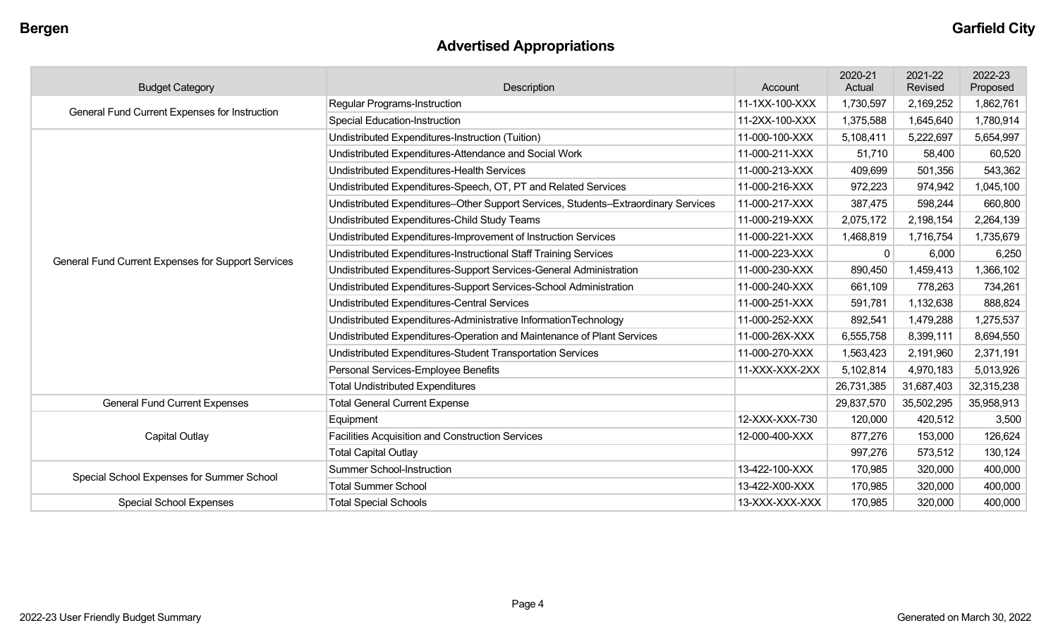Bergen | Garfield City

## Advertised Appropriations

| Budget Category | Description | Account | 2020-21 Actual | 2021-22 Revised | 2022-23 Proposed |
|---|---|---|---|---|---|
| General Fund Current Expenses for Instruction | Regular Programs-Instruction | 11-1XX-100-XXX | 1,730,597 | 2,169,252 | 1,862,761 |
| | Special Education-Instruction | 11-2XX-100-XXX | 1,375,588 | 1,645,640 | 1,780,914 |
| General Fund Current Expenses for Support Services | Undistributed Expenditures-Instruction (Tuition) | 11-000-100-XXX | 5,108,411 | 5,222,697 | 5,654,997 |
| | Undistributed Expenditures-Attendance and Social Work | 11-000-211-XXX | 51,710 | 58,400 | 60,520 |
| | Undistributed Expenditures-Health Services | 11-000-213-XXX | 409,699 | 501,356 | 543,362 |
| | Undistributed Expenditures-Speech, OT, PT and Related Services | 11-000-216-XXX | 972,223 | 974,942 | 1,045,100 |
| | Undistributed Expenditures–Other Support Services, Students–Extraordinary Services | 11-000-217-XXX | 387,475 | 598,244 | 660,800 |
| | Undistributed Expenditures-Child Study Teams | 11-000-219-XXX | 2,075,172 | 2,198,154 | 2,264,139 |
| | Undistributed Expenditures-Improvement of Instruction Services | 11-000-221-XXX | 1,468,819 | 1,716,754 | 1,735,679 |
| | Undistributed Expenditures-Instructional Staff Training Services | 11-000-223-XXX | 0 | 6,000 | 6,250 |
| | Undistributed Expenditures-Support Services-General Administration | 11-000-230-XXX | 890,450 | 1,459,413 | 1,366,102 |
| | Undistributed Expenditures-Support Services-School Administration | 11-000-240-XXX | 661,109 | 778,263 | 734,261 |
| | Undistributed Expenditures-Central Services | 11-000-251-XXX | 591,781 | 1,132,638 | 888,824 |
| | Undistributed Expenditures-Administrative InformationTechnology | 11-000-252-XXX | 892,541 | 1,479,288 | 1,275,537 |
| | Undistributed Expenditures-Operation and Maintenance of Plant Services | 11-000-26X-XXX | 6,555,758 | 8,399,111 | 8,694,550 |
| | Undistributed Expenditures-Student Transportation Services | 11-000-270-XXX | 1,563,423 | 2,191,960 | 2,371,191 |
| | Personal Services-Employee Benefits | 11-XXX-XXX-2XX | 5,102,814 | 4,970,183 | 5,013,926 |
| | Total Undistributed Expenditures | | 26,731,385 | 31,687,403 | 32,315,238 |
| General Fund Current Expenses | Total General Current Expense | | 29,837,570 | 35,502,295 | 35,958,913 |
| Capital Outlay | Equipment | 12-XXX-XXX-730 | 120,000 | 420,512 | 3,500 |
| | Facilities Acquisition and Construction Services | 12-000-400-XXX | 877,276 | 153,000 | 126,624 |
| | Total Capital Outlay | | 997,276 | 573,512 | 130,124 |
| Special School Expenses for Summer School | Summer School-Instruction | 13-422-100-XXX | 170,985 | 320,000 | 400,000 |
| | Total Summer School | 13-422-X00-XXX | 170,985 | 320,000 | 400,000 |
| Special School Expenses | Total Special Schools | 13-XXX-XXX-XXX | 170,985 | 320,000 | 400,000 |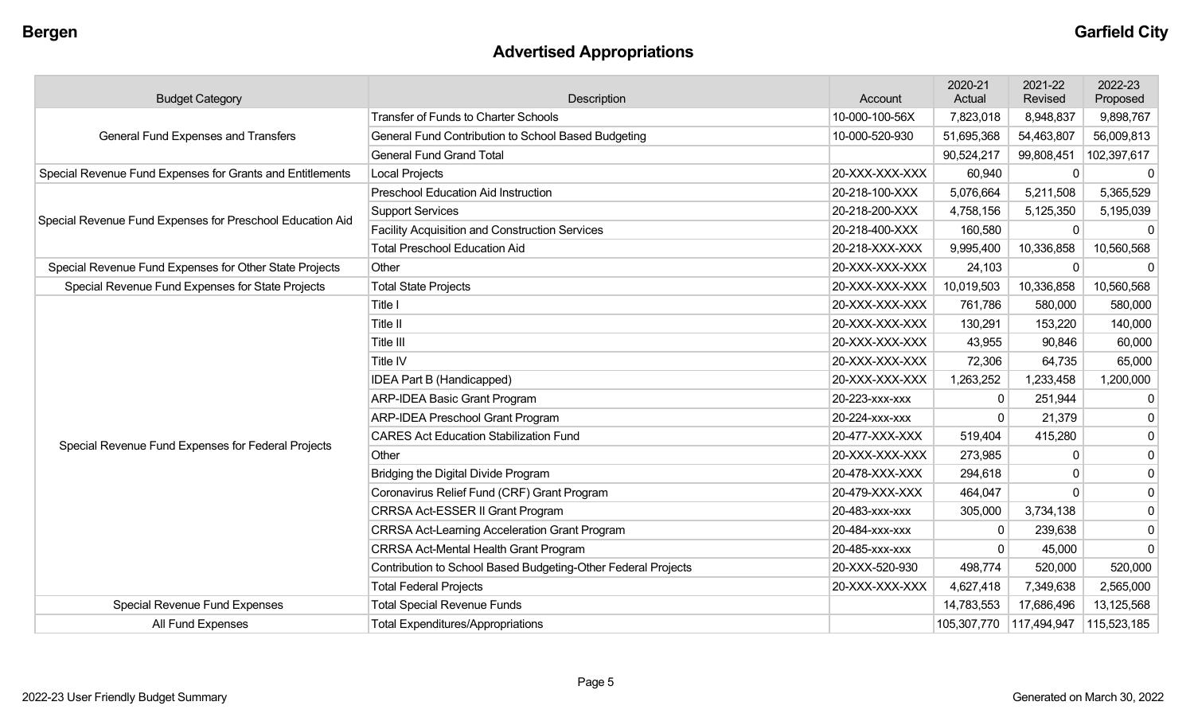## Advertised Appropriations

| Budget Category | Description | Account | 2020-21 Actual | 2021-22 Revised | 2022-23 Proposed |
|---|---|---|---|---|---|
| General Fund Expenses and Transfers | Transfer of Funds to Charter Schools | 10-000-100-56X | 7,823,018 | 8,948,837 | 9,898,767 |
| | General Fund Contribution to School Based Budgeting | 10-000-520-930 | 51,695,368 | 54,463,807 | 56,009,813 |
| | General Fund Grand Total | | 90,524,217 | 99,808,451 | 102,397,617 |
| Special Revenue Fund Expenses for Grants and Entitlements | Local Projects | 20-XXX-XXX-XXX | 60,940 | 0 | 0 |
| Special Revenue Fund Expenses for Preschool Education Aid | Preschool Education Aid Instruction | 20-218-100-XXX | 5,076,664 | 5,211,508 | 5,365,529 |
| | Support Services | 20-218-200-XXX | 4,758,156 | 5,125,350 | 5,195,039 |
| | Facility Acquisition and Construction Services | 20-218-400-XXX | 160,580 | 0 | 0 |
| | Total Preschool Education Aid | 20-218-XXX-XXX | 9,995,400 | 10,336,858 | 10,560,568 |
| Special Revenue Fund Expenses for Other State Projects | Other | 20-XXX-XXX-XXX | 24,103 | 0 | 0 |
| Special Revenue Fund Expenses for State Projects | Total State Projects | 20-XXX-XXX-XXX | 10,019,503 | 10,336,858 | 10,560,568 |
| Special Revenue Fund Expenses for Federal Projects | Title I | 20-XXX-XXX-XXX | 761,786 | 580,000 | 580,000 |
| | Title II | 20-XXX-XXX-XXX | 130,291 | 153,220 | 140,000 |
| | Title III | 20-XXX-XXX-XXX | 43,955 | 90,846 | 60,000 |
| | Title IV | 20-XXX-XXX-XXX | 72,306 | 64,735 | 65,000 |
| | IDEA Part B (Handicapped) | 20-XXX-XXX-XXX | 1,263,252 | 1,233,458 | 1,200,000 |
| | ARP-IDEA Basic Grant Program | 20-223-xxx-xxx | 0 | 251,944 | 0 |
| | ARP-IDEA Preschool Grant Program | 20-224-xxx-xxx | 0 | 21,379 | 0 |
| | CARES Act Education Stabilization Fund | 20-477-XXX-XXX | 519,404 | 415,280 | 0 |
| | Other | 20-XXX-XXX-XXX | 273,985 | 0 | 0 |
| | Bridging the Digital Divide Program | 20-478-XXX-XXX | 294,618 | 0 | 0 |
| | Coronavirus Relief Fund (CRF) Grant Program | 20-479-XXX-XXX | 464,047 | 0 | 0 |
| | CRRSA Act-ESSER II Grant Program | 20-483-xxx-xxx | 305,000 | 3,734,138 | 0 |
| | CRRSA Act-Learning Acceleration Grant Program | 20-484-xxx-xxx | 0 | 239,638 | 0 |
| | CRRSA Act-Mental Health Grant Program | 20-485-xxx-xxx | 0 | 45,000 | 0 |
| | Contribution to School Based Budgeting-Other Federal Projects | 20-XXX-520-930 | 498,774 | 520,000 | 520,000 |
| | Total Federal Projects | 20-XXX-XXX-XXX | 4,627,418 | 7,349,638 | 2,565,000 |
| Special Revenue Fund Expenses | Total Special Revenue Funds | | 14,783,553 | 17,686,496 | 13,125,568 |
| All Fund Expenses | Total Expenditures/Appropriations | | 105,307,770 | 117,494,947 | 115,523,185 |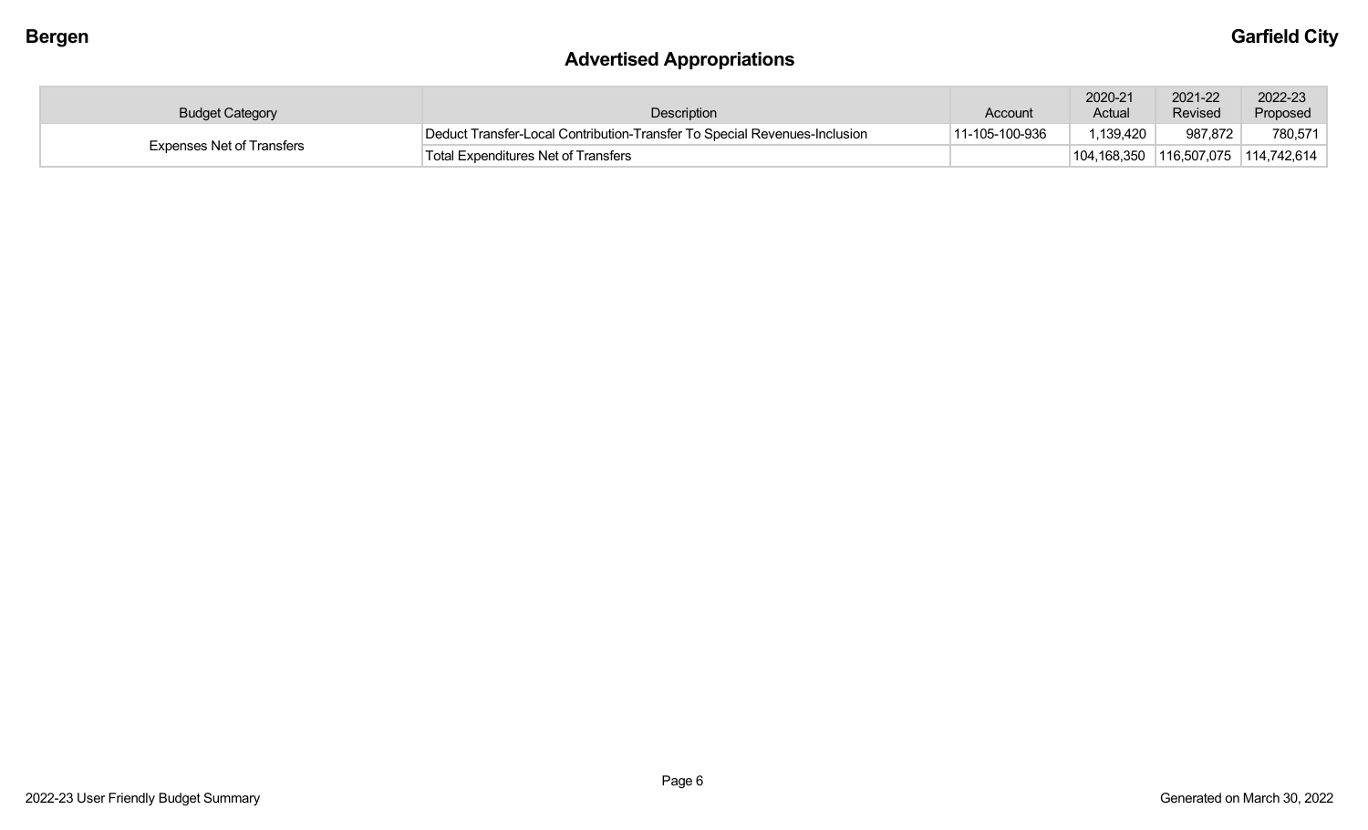## Advertised Appropriations

| Budget Category | Description | Account | 2020-21 Actual | 2021-22 Revised | 2022-23 Proposed |
|---|---|---|---|---|---|
| Expenses Net of Transfers | Deduct Transfer-Local Contribution-Transfer To Special Revenues-Inclusion | 11-105-100-936 | 1,139,420 | 987,872 | 780,571 |
| | Total Expenditures Net of Transfers | | 104,168,350 | 116,507,075 | 114,742,614 |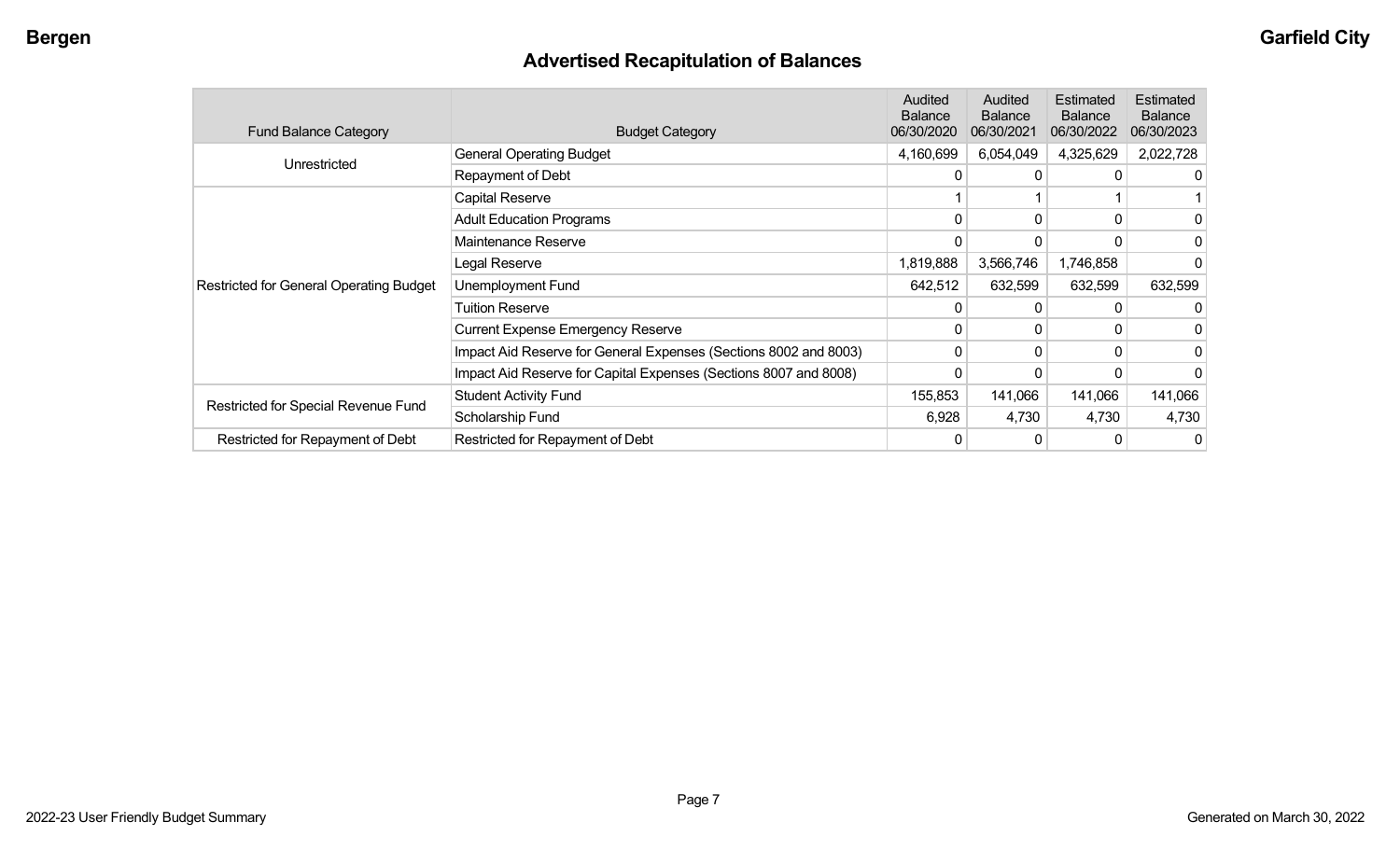Bergen

Garfield City

# Advertised Recapitulation of Balances

| Fund Balance Category | Budget Category | Audited Balance 06/30/2020 | Audited Balance 06/30/2021 | Estimated Balance 06/30/2022 | Estimated Balance 06/30/2023 |
|---|---|---|---|---|---|
| Unrestricted | General Operating Budget | 4,160,699 | 6,054,049 | 4,325,629 | 2,022,728 |
| | Repayment of Debt | 0 | 0 | 0 | 0 |
| Restricted for General Operating Budget | Capital Reserve | 1 | 1 | 1 | 1 |
| | Adult Education Programs | 0 | 0 | 0 | 0 |
| | Maintenance Reserve | 0 | 0 | 0 | 0 |
| | Legal Reserve | 1,819,888 | 3,566,746 | 1,746,858 | 0 |
| | Unemployment Fund | 642,512 | 632,599 | 632,599 | 632,599 |
| | Tuition Reserve | 0 | 0 | 0 | 0 |
| | Current Expense Emergency Reserve | 0 | 0 | 0 | 0 |
| | Impact Aid Reserve for General Expenses (Sections 8002 and 8003) | 0 | 0 | 0 | 0 |
| | Impact Aid Reserve for Capital Expenses (Sections 8007 and 8008) | 0 | 0 | 0 | 0 |
| Restricted for Special Revenue Fund | Student Activity Fund | 155,853 | 141,066 | 141,066 | 141,066 |
| | Scholarship Fund | 6,928 | 4,730 | 4,730 | 4,730 |
| Restricted for Repayment of Debt | Restricted for Repayment of Debt | 0 | 0 | 0 | 0 |

2022-23 User Friendly Budget Summary

Generated on March 30, 2022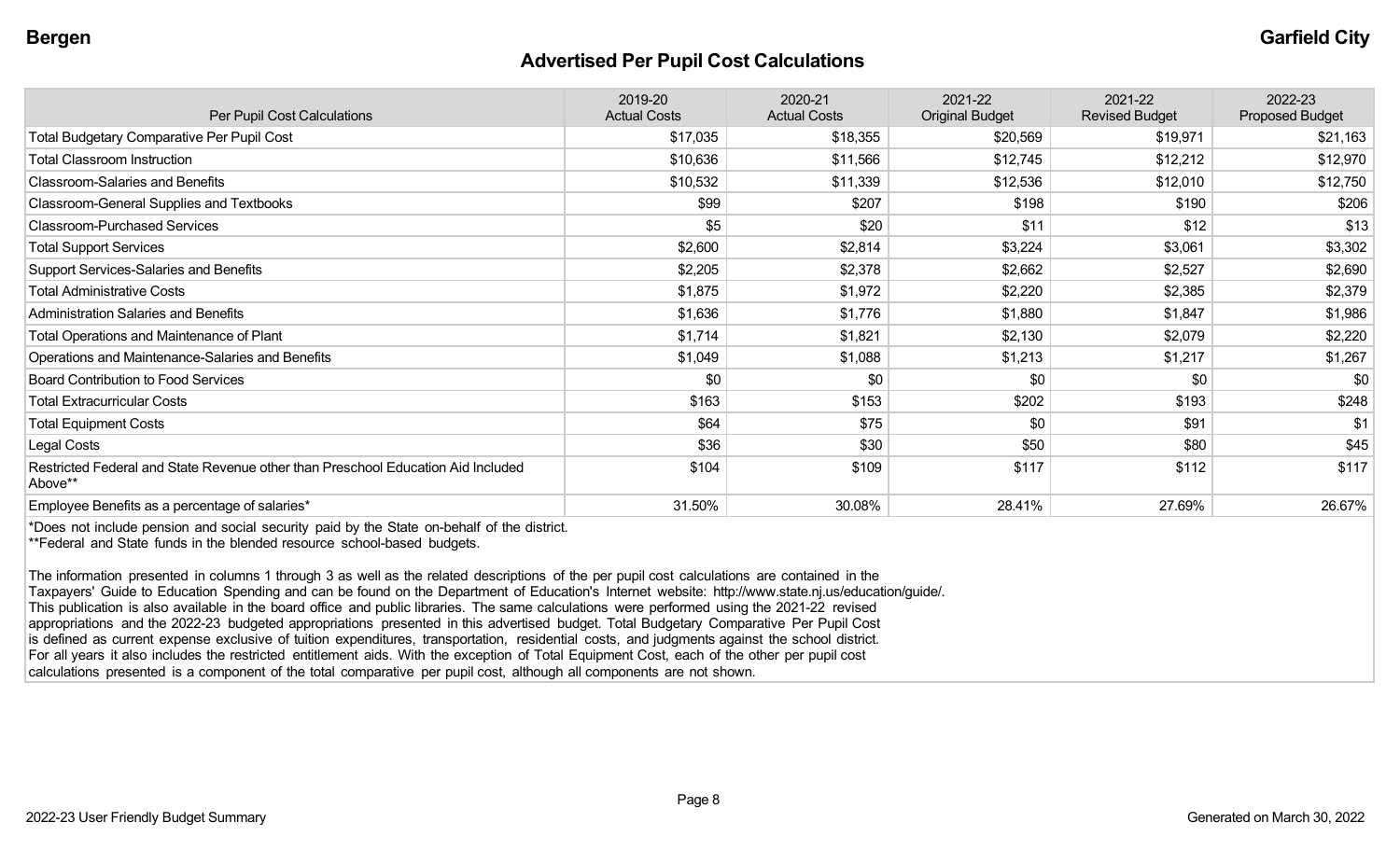Bergen

Garfield City

## Advertised Per Pupil Cost Calculations

| Per Pupil Cost Calculations | 2019-20 Actual Costs | 2020-21 Actual Costs | 2021-22 Original Budget | 2021-22 Revised Budget | 2022-23 Proposed Budget |
|---|---|---|---|---|---|
| Total Budgetary Comparative Per Pupil Cost | $17,035 | $18,355 | $20,569 | $19,971 | $21,163 |
| Total Classroom Instruction | $10,636 | $11,566 | $12,745 | $12,212 | $12,970 |
| Classroom-Salaries and Benefits | $10,532 | $11,339 | $12,536 | $12,010 | $12,750 |
| Classroom-General Supplies and Textbooks | $99 | $207 | $198 | $190 | $206 |
| Classroom-Purchased Services | $5 | $20 | $11 | $12 | $13 |
| Total Support Services | $2,600 | $2,814 | $3,224 | $3,061 | $3,302 |
| Support Services-Salaries and Benefits | $2,205 | $2,378 | $2,662 | $2,527 | $2,690 |
| Total Administrative Costs | $1,875 | $1,972 | $2,220 | $2,385 | $2,379 |
| Administration Salaries and Benefits | $1,636 | $1,776 | $1,880 | $1,847 | $1,986 |
| Total Operations and Maintenance of Plant | $1,714 | $1,821 | $2,130 | $2,079 | $2,220 |
| Operations and Maintenance-Salaries and Benefits | $1,049 | $1,088 | $1,213 | $1,217 | $1,267 |
| Board Contribution to Food Services | $0 | $0 | $0 | $0 | $0 |
| Total Extracurricular Costs | $163 | $153 | $202 | $193 | $248 |
| Total Equipment Costs | $64 | $75 | $0 | $91 | $1 |
| Legal Costs | $36 | $30 | $50 | $80 | $45 |
| Restricted Federal and State Revenue other than Preschool Education Aid Included Above** | $104 | $109 | $117 | $112 | $117 |
| Employee Benefits as a percentage of salaries* | 31.50% | 30.08% | 28.41% | 27.69% | 26.67% |

*Does not include pension and social security paid by the State on-behalf of the district.
**Federal and State funds in the blended resource school-based budgets.

The information presented in columns 1 through 3 as well as the related descriptions of the per pupil cost calculations are contained in the Taxpayers' Guide to Education Spending and can be found on the Department of Education's Internet website: http://www.state.nj.us/education/guide/. This publication is also available in the board office and public libraries. The same calculations were performed using the 2021-22 revised appropriations and the 2022-23 budgeted appropriations presented in this advertised budget. Total Budgetary Comparative Per Pupil Cost is defined as current expense exclusive of tuition expenditures, transportation, residential costs, and judgments against the school district. For all years it also includes the restricted entitlement aids. With the exception of Total Equipment Cost, each of the other per pupil cost calculations presented is a component of the total comparative per pupil cost, although all components are not shown.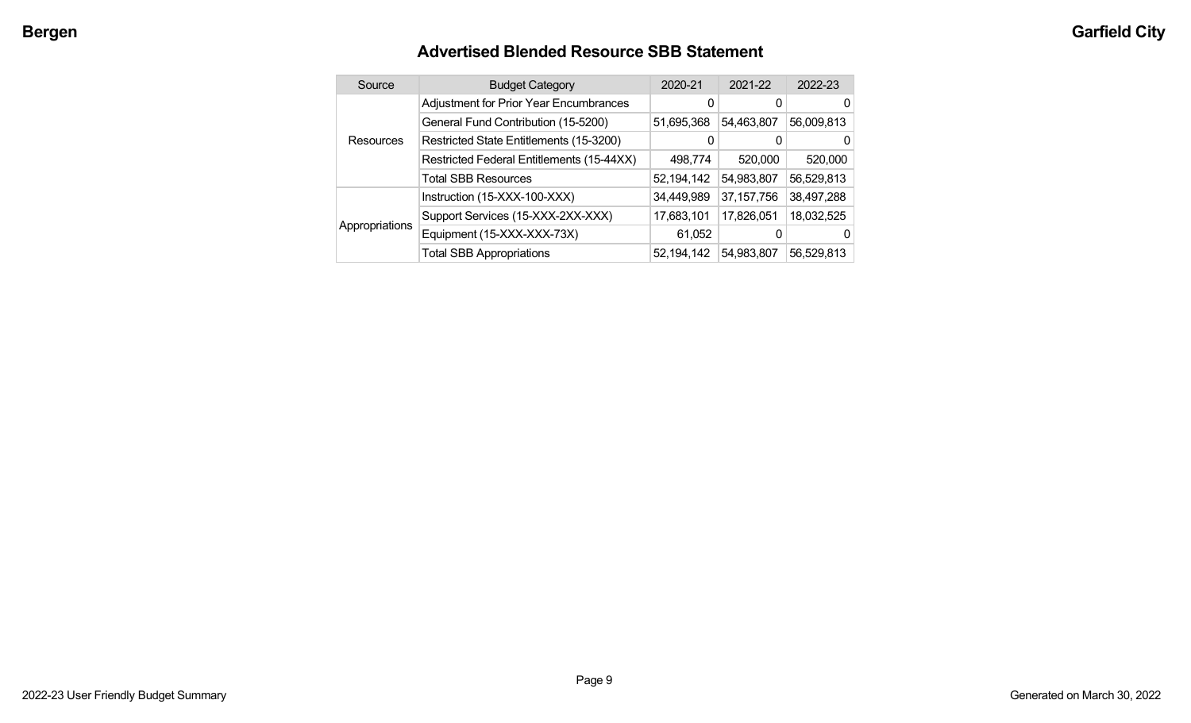## Advertised Blended Resource SBB Statement

| Source | Budget Category | 2020-21 | 2021-22 | 2022-23 |
|---|---|---|---|---|
| Resources | Adjustment for Prior Year Encumbrances | 0 | 0 | 0 |
| | General Fund Contribution (15-5200) | 51,695,368 | 54,463,807 | 56,009,813 |
| | Restricted State Entitlements (15-3200) | 0 | 0 | 0 |
| | Restricted Federal Entitlements (15-44XX) | 498,774 | 520,000 | 520,000 |
| | Total SBB Resources | 52,194,142 | 54,983,807 | 56,529,813 |
| Appropriations | Instruction (15-XXX-100-XXX) | 34,449,989 | 37,157,756 | 38,497,288 |
| | Support Services (15-XXX-2XX-XXX) | 17,683,101 | 17,826,051 | 18,032,525 |
| | Equipment (15-XXX-XXX-73X) | 61,052 | 0 | 0 |
| | Total SBB Appropriations | 52,194,142 | 54,983,807 | 56,529,813 |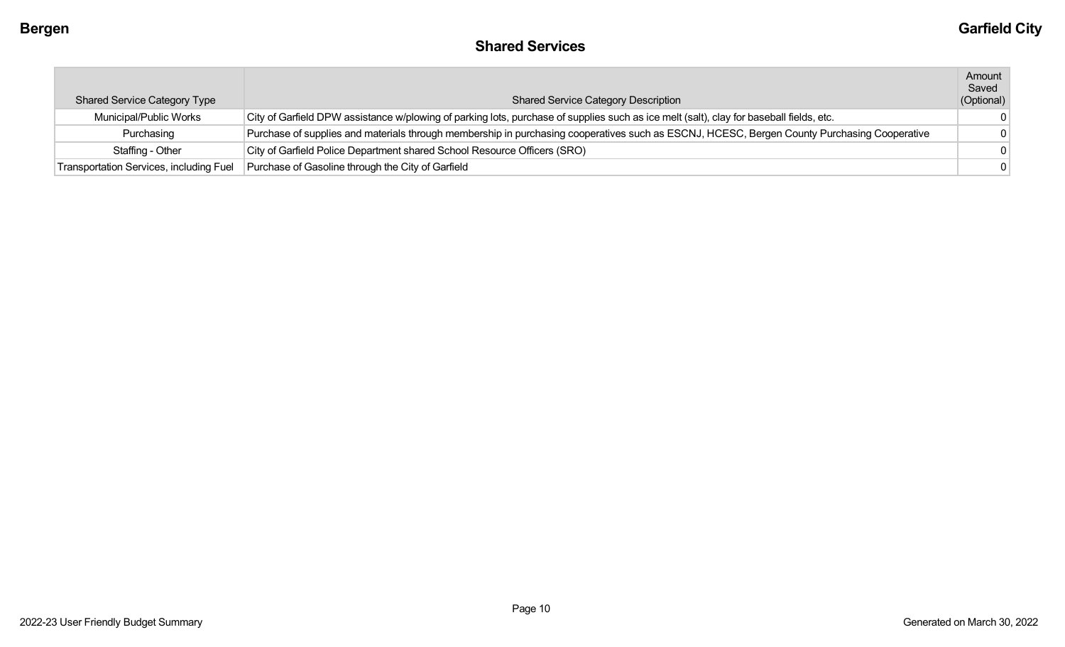## Shared Services

| Shared Service Category Type | Shared Service Category Description | Amount Saved (Optional) |
|---|---|---|
| Municipal/Public Works | City of Garfield DPW assistance w/plowing of parking lots, purchase of supplies such as ice melt (salt), clay for baseball fields, etc. | 0 |
| Purchasing | Purchase of supplies and materials through membership in purchasing cooperatives such as ESCNJ, HCESC, Bergen County Purchasing Cooperative | 0 |
| Staffing - Other | City of Garfield Police Department shared School Resource Officers (SRO) | 0 |
| Transportation Services, including Fuel | Purchase of Gasoline through the City of Garfield | 0 |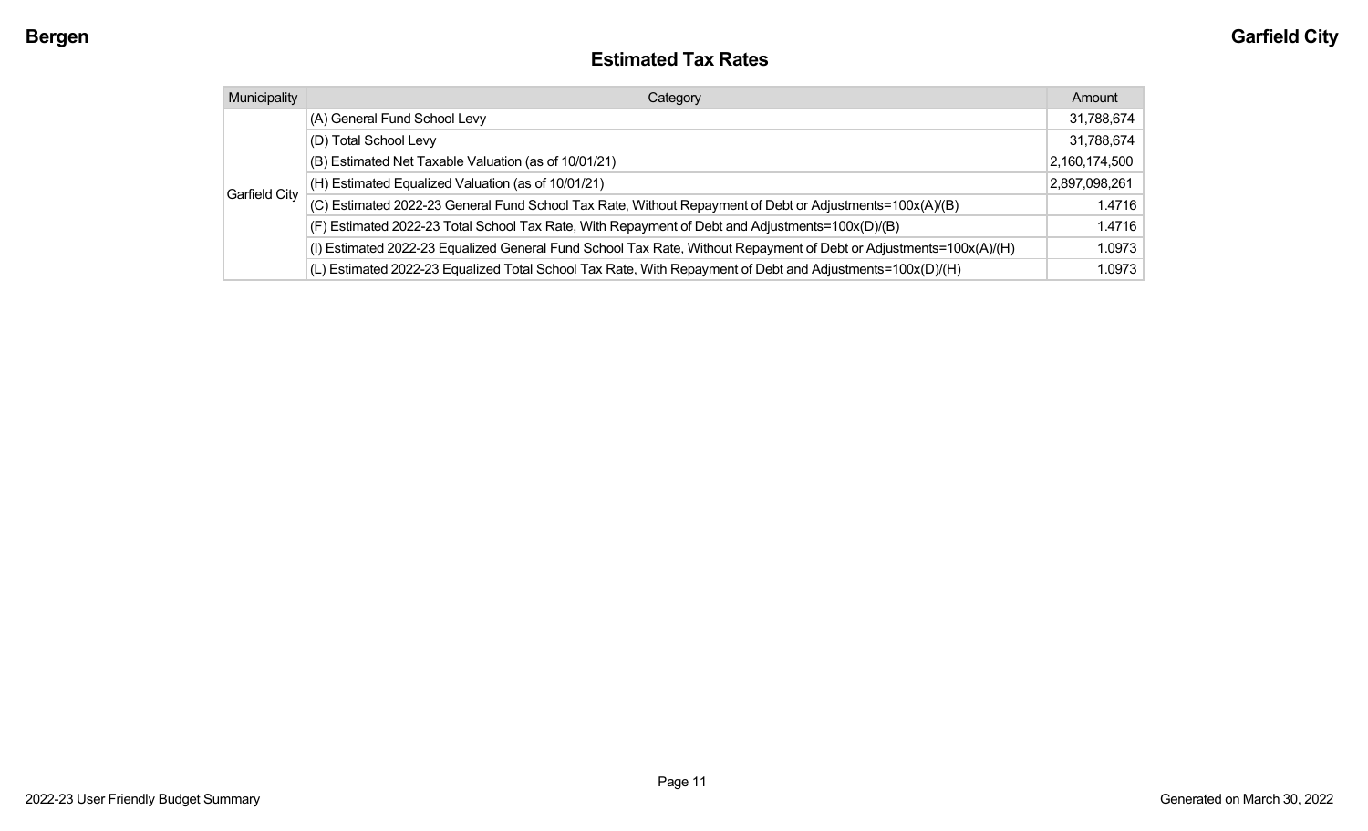# Estimated Tax Rates

| Municipality | Category | Amount |
|---|---|---|
| Garfield City | (A) General Fund School Levy | 31,788,674 |
| | (D) Total School Levy | 31,788,674 |
| | (B) Estimated Net Taxable Valuation (as of 10/01/21) | 2,160,174,500 |
| | (H) Estimated Equalized Valuation (as of 10/01/21) | 2,897,098,261 |
| | (C) Estimated 2022-23 General Fund School Tax Rate, Without Repayment of Debt or Adjustments=100x(A)/(B) | 1.4716 |
| | (F) Estimated 2022-23 Total School Tax Rate, With Repayment of Debt and Adjustments=100x(D)/(B) | 1.4716 |
| | (I) Estimated 2022-23 Equalized General Fund School Tax Rate, Without Repayment of Debt or Adjustments=100x(A)/(H) | 1.0973 |
| | (L) Estimated 2022-23 Equalized Total School Tax Rate, With Repayment of Debt and Adjustments=100x(D)/(H) | 1.0973 |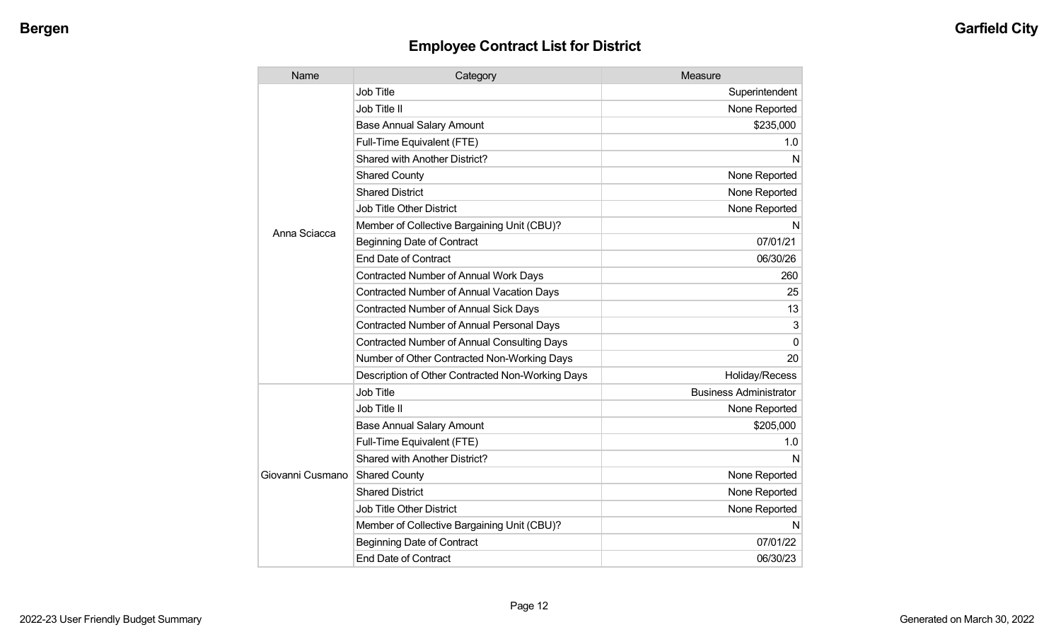## Employee Contract List for District

| Name | Category | Measure |
|---|---|---|
| Anna Sciacca | Job Title | Superintendent |
| | Job Title II | None Reported |
| | Base Annual Salary Amount | $235,000 |
| | Full-Time Equivalent (FTE) | 1.0 |
| | Shared with Another District? | N |
| | Shared County | None Reported |
| | Shared District | None Reported |
| | Job Title Other District | None Reported |
| | Member of Collective Bargaining Unit (CBU)? | N |
| | Beginning Date of Contract | 07/01/21 |
| | End Date of Contract | 06/30/26 |
| | Contracted Number of Annual Work Days | 260 |
| | Contracted Number of Annual Vacation Days | 25 |
| | Contracted Number of Annual Sick Days | 13 |
| | Contracted Number of Annual Personal Days | 3 |
| | Contracted Number of Annual Consulting Days | 0 |
| | Number of Other Contracted Non-Working Days | 20 |
| | Description of Other Contracted Non-Working Days | Holiday/Recess |
| Giovanni Cusmano | Job Title | Business Administrator |
| | Job Title II | None Reported |
| | Base Annual Salary Amount | $205,000 |
| | Full-Time Equivalent (FTE) | 1.0 |
| | Shared with Another District? | N |
| | Shared County | None Reported |
| | Shared District | None Reported |
| | Job Title Other District | None Reported |
| | Member of Collective Bargaining Unit (CBU)? | N |
| | Beginning Date of Contract | 07/01/22 |
| | End Date of Contract | 06/30/23 |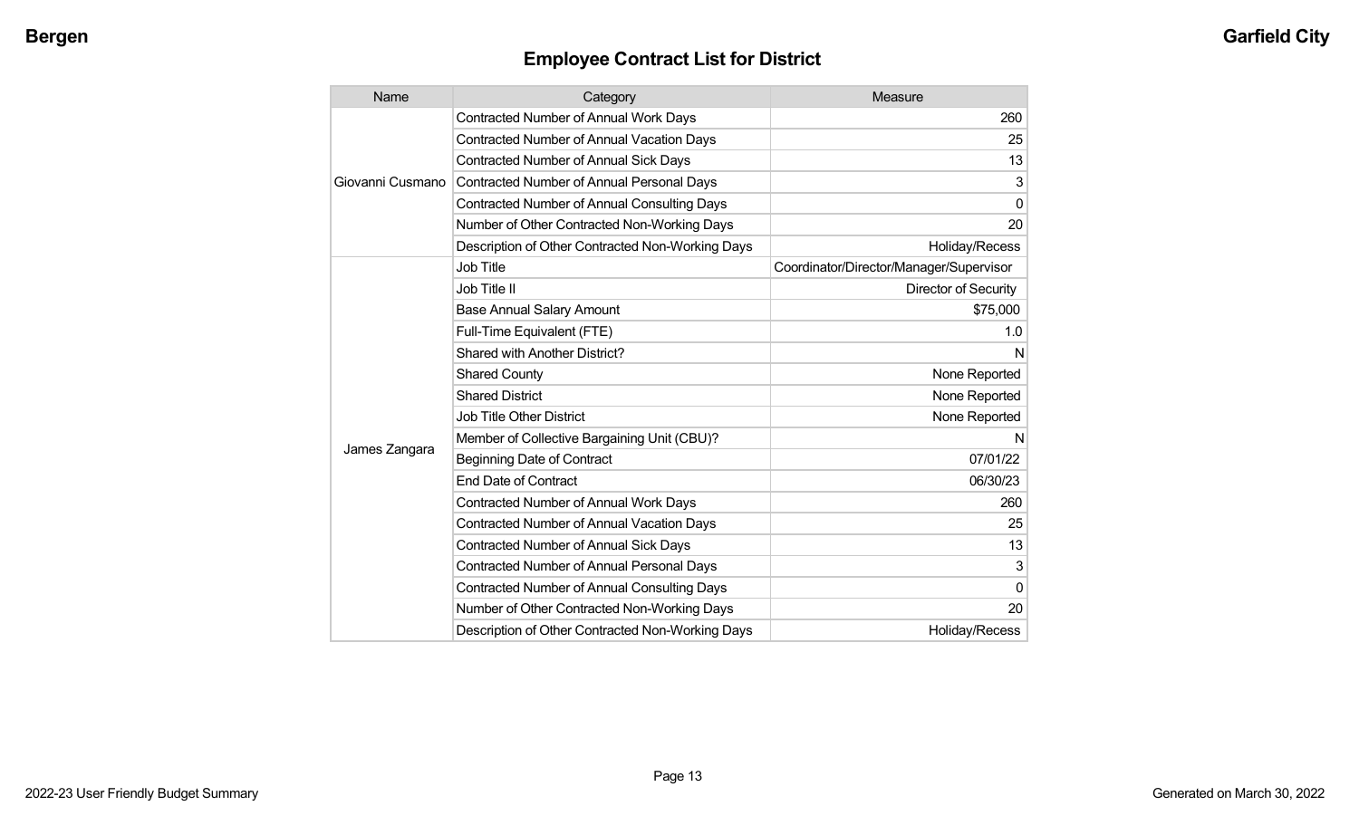## Employee Contract List for District

| Name | Category | Measure |
|---|---|---|
| Giovanni Cusmano | Contracted Number of Annual Work Days | 260 |
| | Contracted Number of Annual Vacation Days | 25 |
| | Contracted Number of Annual Sick Days | 13 |
| | Contracted Number of Annual Personal Days | 3 |
| | Contracted Number of Annual Consulting Days | 0 |
| | Number of Other Contracted Non-Working Days | 20 |
| | Description of Other Contracted Non-Working Days | Holiday/Recess |
| James Zangara | Job Title | Coordinator/Director/Manager/Supervisor |
| | Job Title II | Director of Security |
| | Base Annual Salary Amount | $75,000 |
| | Full-Time Equivalent (FTE) | 1.0 |
| | Shared with Another District? | N |
| | Shared County | None Reported |
| | Shared District | None Reported |
| | Job Title Other District | None Reported |
| | Member of Collective Bargaining Unit (CBU)? | N |
| | Beginning Date of Contract | 07/01/22 |
| | End Date of Contract | 06/30/23 |
| | Contracted Number of Annual Work Days | 260 |
| | Contracted Number of Annual Vacation Days | 25 |
| | Contracted Number of Annual Sick Days | 13 |
| | Contracted Number of Annual Personal Days | 3 |
| | Contracted Number of Annual Consulting Days | 0 |
| | Number of Other Contracted Non-Working Days | 20 |
| | Description of Other Contracted Non-Working Days | Holiday/Recess |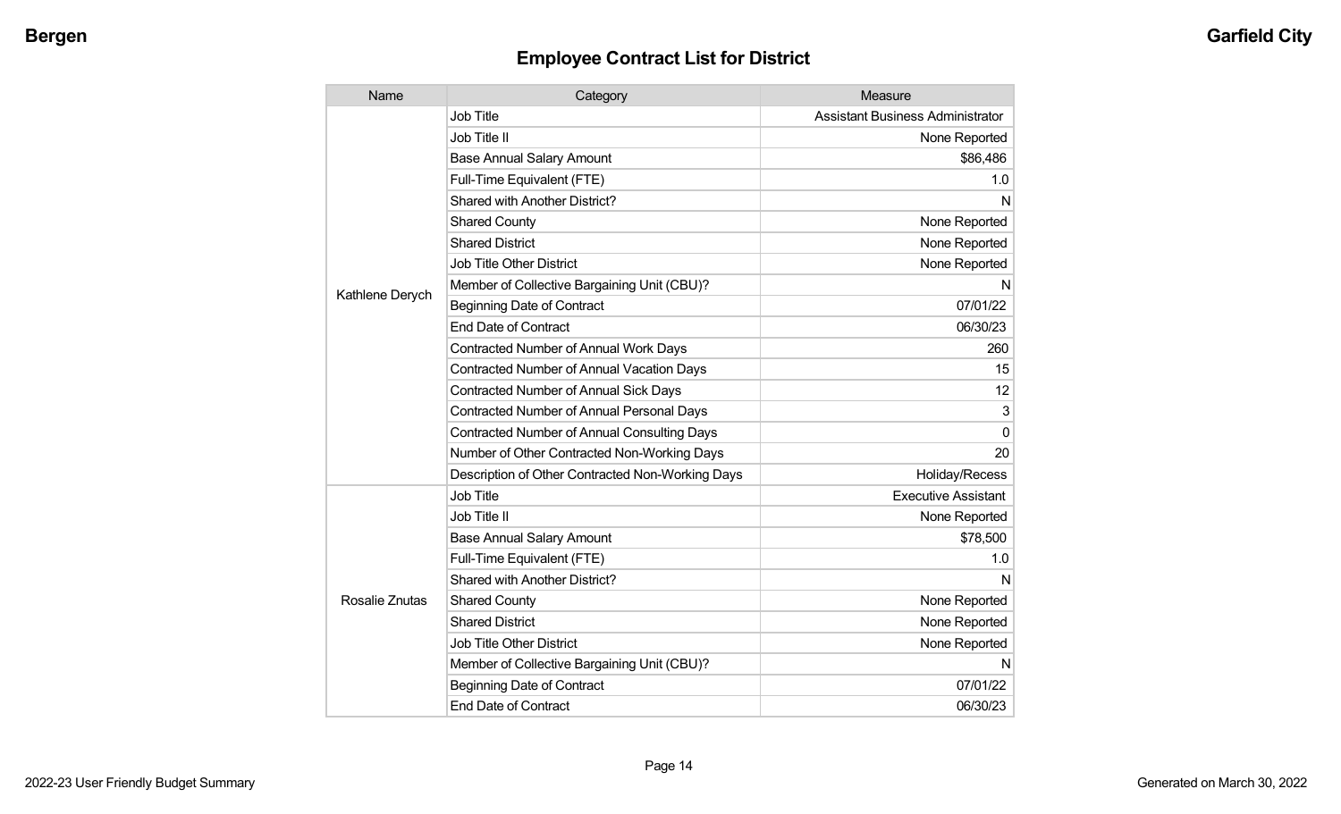## Employee Contract List for District

| Name | Category | Measure |
|---|---|---|
| Kathlene Derych | Job Title | Assistant Business Administrator |
| | Job Title II | None Reported |
| | Base Annual Salary Amount | $86,486 |
| | Full-Time Equivalent (FTE) | 1.0 |
| | Shared with Another District? | N |
| | Shared County | None Reported |
| | Shared District | None Reported |
| | Job Title Other District | None Reported |
| | Member of Collective Bargaining Unit (CBU)? | N |
| | Beginning Date of Contract | 07/01/22 |
| | End Date of Contract | 06/30/23 |
| | Contracted Number of Annual Work Days | 260 |
| | Contracted Number of Annual Vacation Days | 15 |
| | Contracted Number of Annual Sick Days | 12 |
| | Contracted Number of Annual Personal Days | 3 |
| | Contracted Number of Annual Consulting Days | 0 |
| | Number of Other Contracted Non-Working Days | 20 |
| | Description of Other Contracted Non-Working Days | Holiday/Recess |
| Rosalie Znutas | Job Title | Executive Assistant |
| | Job Title II | None Reported |
| | Base Annual Salary Amount | $78,500 |
| | Full-Time Equivalent (FTE) | 1.0 |
| | Shared with Another District? | N |
| | Shared County | None Reported |
| | Shared District | None Reported |
| | Job Title Other District | None Reported |
| | Member of Collective Bargaining Unit (CBU)? | N |
| | Beginning Date of Contract | 07/01/22 |
| | End Date of Contract | 06/30/23 |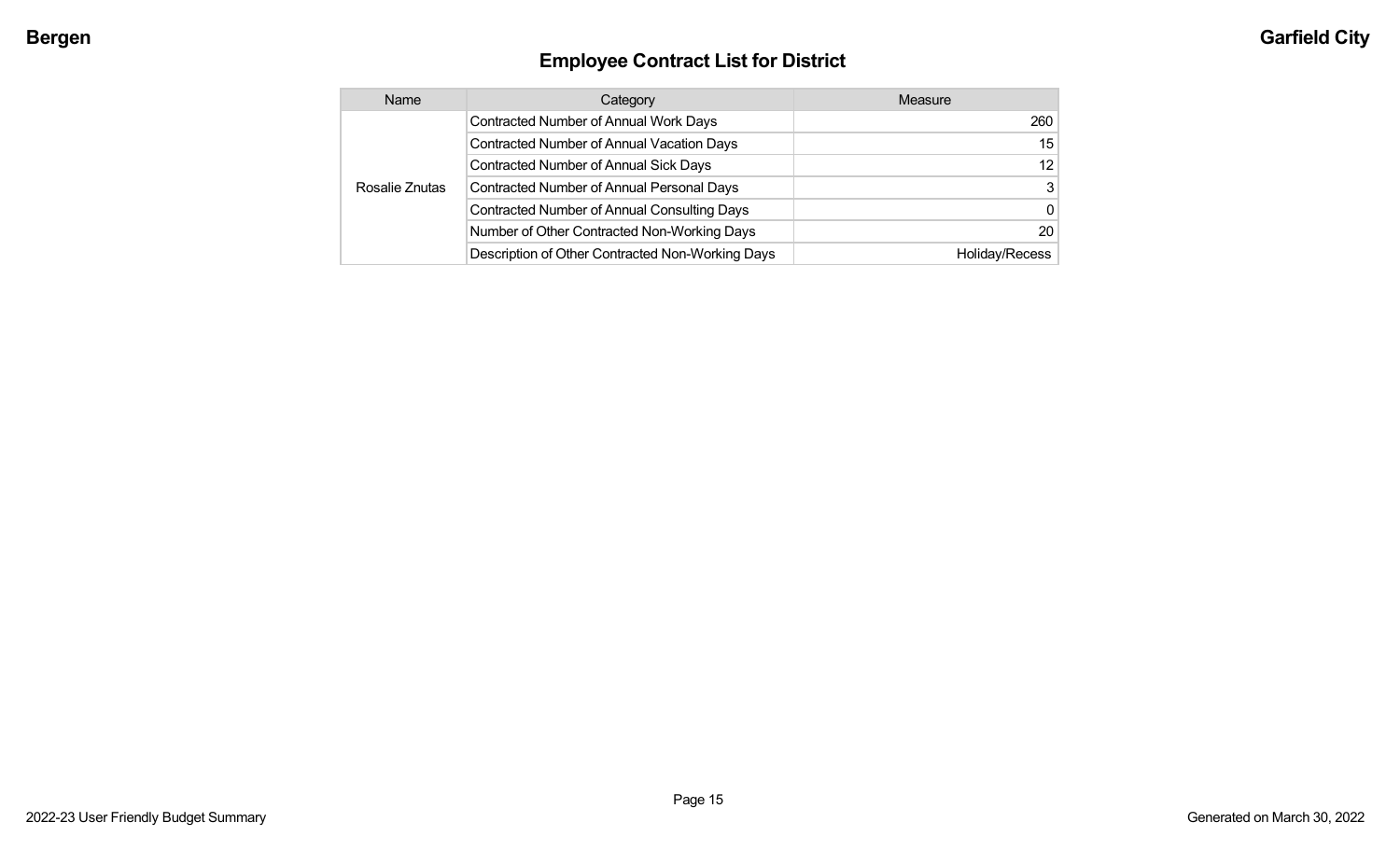## Employee Contract List for District

| Name | Category | Measure |
| --- | --- | --- |
| Rosalie Znutas | Contracted Number of Annual Work Days | 260 |
| | Contracted Number of Annual Vacation Days | 15 |
| | Contracted Number of Annual Sick Days | 12 |
| | Contracted Number of Annual Personal Days | 3 |
| | Contracted Number of Annual Consulting Days | 0 |
| | Number of Other Contracted Non-Working Days | 20 |
| | Description of Other Contracted Non-Working Days | Holiday/Recess |